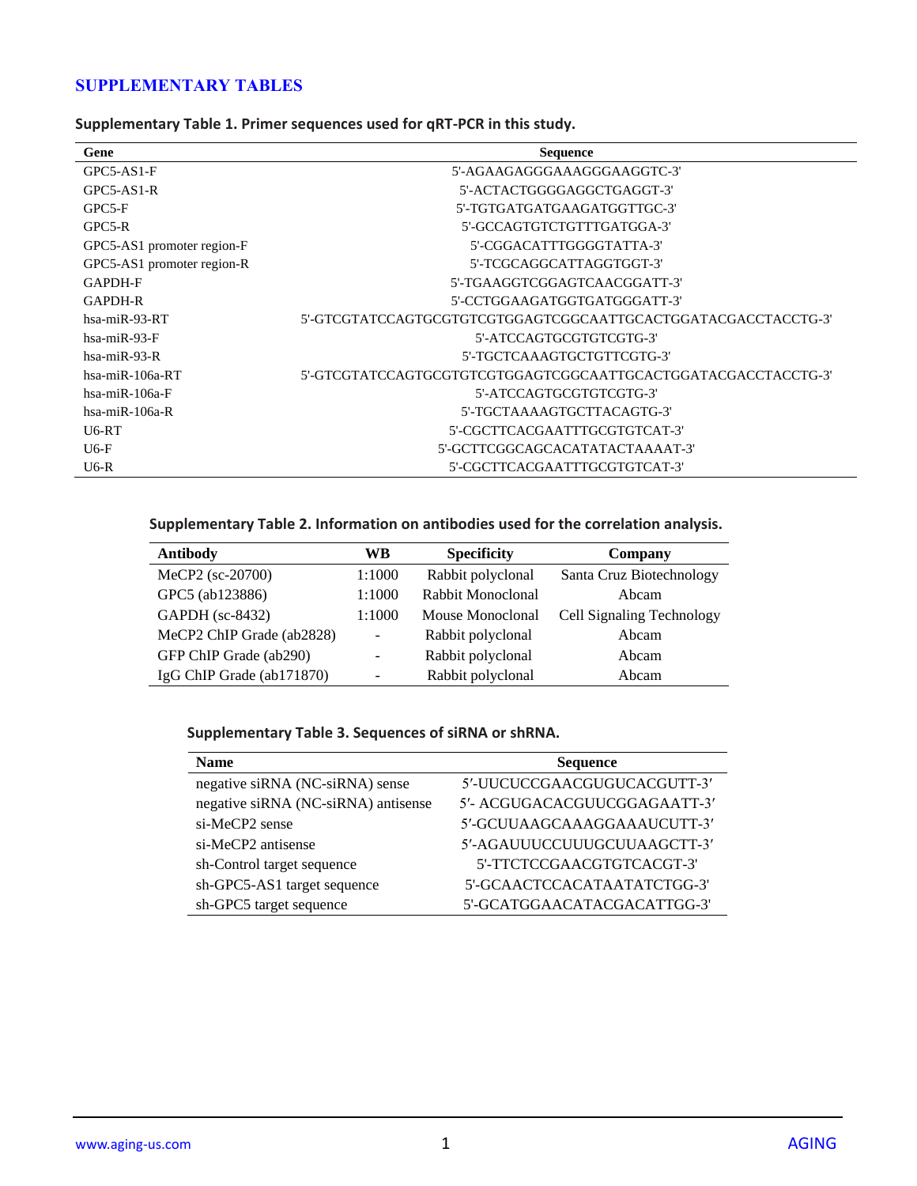# SUPPLEMENTARY TABLES

**Supplementary Table 1. Primer sequences used for qRT-PCR in this study.**

| Gene | Sequence |
|---|---|
| GPC5-AS1-F | 5'-AGAAGAGGGAAAGGGAAGGTC-3' |
| GPC5-AS1-R | 5'-ACTACTGGGGAGGCTGAGGT-3' |
| GPC5-F | 5'-TGTGATGATGAAGATGGTTGC-3' |
| GPC5-R | 5'-GCCAGTGTCTGTTTGATGGA-3' |
| GPC5-AS1 promoter region-F | 5'-CGGACATTTGGGGTATTA-3' |
| GPC5-AS1 promoter region-R | 5'-TCGCAGGCATTAGGTGGT-3' |
| GAPDH-F | 5'-TGAAGGTCGGAGTCAACGGATT-3' |
| GAPDH-R | 5'-CCTGGAAGATGGTGATGGGATT-3' |
| hsa-miR-93-RT | 5'-GTCGTATCCAGTGCGTGTCGTGGAGTCGGCAATTGCACTGGATACGACCTACCTG-3' |
| hsa-miR-93-F | 5'-ATCCAGTGCGTGTCGTG-3' |
| hsa-miR-93-R | 5'-TGCTCAAAGTGCTGTTCGTG-3' |
| hsa-miR-106a-RT | 5'-GTCGTATCCAGTGCGTGTCGTGGAGTCGGCAATTGCACTGGATACGACCTACCTG-3' |
| hsa-miR-106a-F | 5'-ATCCAGTGCGTGTCGTG-3' |
| hsa-miR-106a-R | 5'-TGCTAAAAGTGCTTACAGTG-3' |
| U6-RT | 5'-CGCTTCACGAATTTGCGTGTCAT-3' |
| U6-F | 5'-GCTTCGGCAGCACATATACTAAAAT-3' |
| U6-R | 5'-CGCTTCACGAATTTGCGTGTCAT-3' |

**Supplementary Table 2. Information on antibodies used for the correlation analysis.**

| Antibody | WB | Specificity | Company |
|---|---|---|---|
| MeCP2 (sc-20700) | 1:1000 | Rabbit polyclonal | Santa Cruz Biotechnology |
| GPC5 (ab123886) | 1:1000 | Rabbit Monoclonal | Abcam |
| GAPDH (sc-8432) | 1:1000 | Mouse Monoclonal | Cell Signaling Technology |
| MeCP2 ChIP Grade (ab2828) | - | Rabbit polyclonal | Abcam |
| GFP ChIP Grade (ab290) | - | Rabbit polyclonal | Abcam |
| IgG ChIP Grade (ab171870) | - | Rabbit polyclonal | Abcam |

**Supplementary Table 3. Sequences of siRNA or shRNA.**

| Name | Sequence |
|---|---|
| negative siRNA (NC-siRNA) sense | 5′-UUCUCCGAACGUGUCACGUTT-3′ |
| negative siRNA (NC-siRNA) antisense | 5′- ACGUGACACGUUCGGAGAATT-3′ |
| si-MeCP2 sense | 5′-GCUUAAGCAAAGGAAAUCUTT-3′ |
| si-MeCP2 antisense | 5′-AGAUUUCCUUUGCUUAAGCTT-3′ |
| sh-Control target sequence | 5'-TTCTCCGAACGTGTCACGT-3' |
| sh-GPC5-AS1 target sequence | 5'-GCAACTCCACATAATATCTGG-3' |
| sh-GPC5 target sequence | 5'-GCATGGAACATACGACATTGG-3' |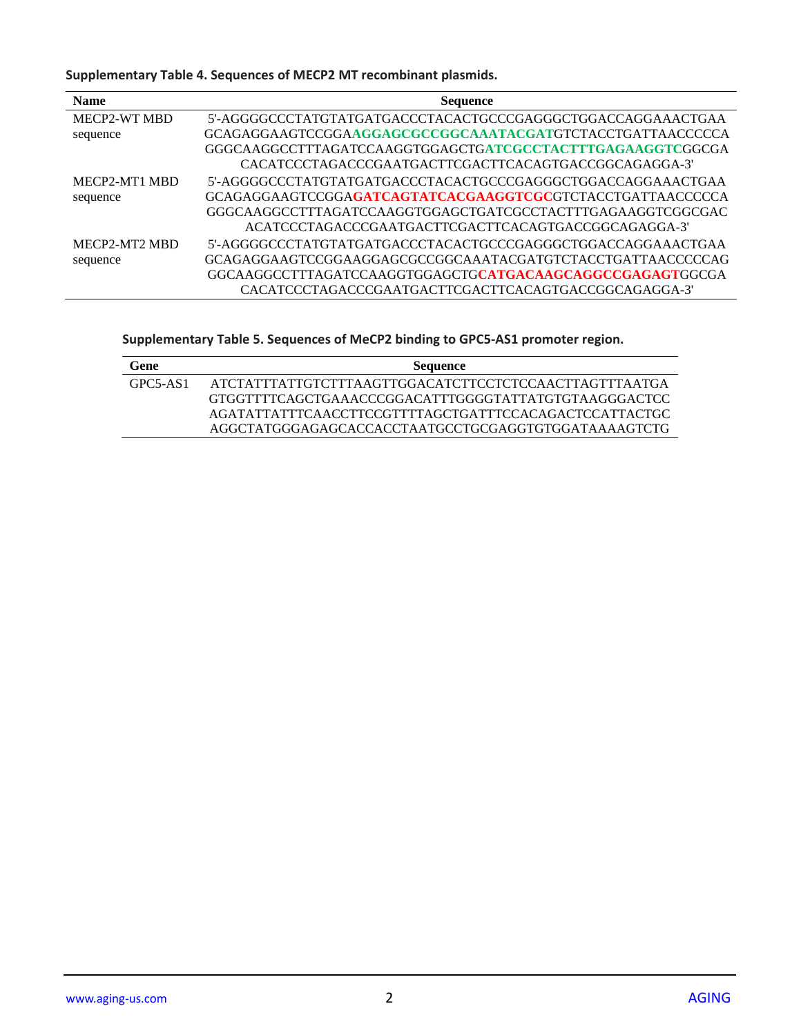**Supplementary Table 4. Sequences of MECP2 MT recombinant plasmids.**

| Name | Sequence |
|---|---|
| MECP2-WT MBD sequence | 5'-AGGGGCCCTATGTATGATGACCCTACACTGCCCGAGGGCTGGACCAGGAAACTGAA GCAGAGGAAGTCCGGA**AGGAGCGCCGGCAAATACGAT**GTCTACCTGATTAACCCCCA GGGCAAGGCCTTTAGATCCAAGGTGGAGCTG**ATCGCCTACTTTGAGAAGGTC**GGCGA CACATCCCTAGACCCGAATGACTTCGACTTCACAGTGACCGGCAGAGGA-3' |
| MECP2-MT1 MBD sequence | 5'-AGGGGCCCTATGTATGATGACCCTACACTGCCCGAGGGCTGGACCAGGAAACTGAA GCAGAGGAAGTCCGGA**GATCAGTATCACGAAGGTCGC**GTCTACCTGATTAACCCCCA GGGCAAGGCCTTTAGATCCAAGGTGGAGCTGATCGCCTACTTTGAGAAGGTCGGCGAC ACATCCCTAGACCCGAATGACTTCGACTTCACAGTGACCGGCAGAGGA-3' |
| MECP2-MT2 MBD sequence | 5'-AGGGGCCCTATGTATGATGACCCTACACTGCCCGAGGGCTGGACCAGGAAACTGAA GCAGAGGAAGTCCGGAAGGAGCGCCGGCAAATACGATGTCTACCTGATTAACCCCCAG GGCAAGGCCTTTAGATCCAAGGTGGAGCTG**CATGACAAGCAGGCCGAGAGT**GGCGA CACATCCCTAGACCCGAATGACTTCGACTTCACAGTGACCGGCAGAGGA-3' |

**Supplementary Table 5. Sequences of MeCP2 binding to GPC5-AS1 promoter region.**

| Gene | Sequence |
|---|---|
| GPC5-AS1 | ATCTATTTATTGTCTTTAAGTTGGACATCTTCCTCTCCAACTTAGTTTAATGA GTGGTTTTCAGCTGAAACCCGGACATTTGGGGTATTATGTGTAAGGGACTCC AGATATTATTTCAACCTTCCGTTTTAGCTGATTTCCACAGACTCCATTACTGC AGGCTATGGGAGAGCACCACCTAATGCCTGCGAGGTGTGGATAAAAGTCTG |